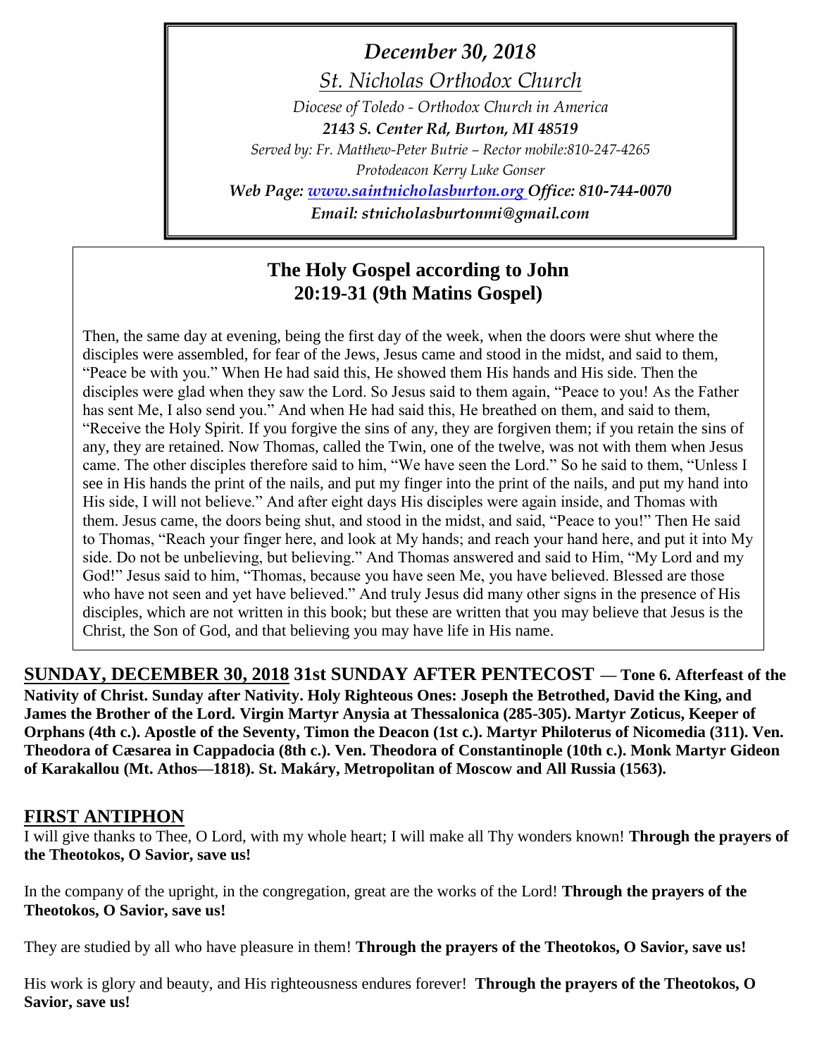*December 30, 2018*

*St. Nicholas Orthodox Church*

*Diocese of Toledo - Orthodox Church in America*

***2143 S. Center Rd, Burton, MI 48519***

*Served by: Fr. Matthew-Peter Butrie – Rector mobile:810-247-4265*

*Protodeacon Kerry Luke Gonser*

***Web Page: [www.saintnicholasburton.org](http://www.saintnicholasburton.org) Office: 810-744-0070***

***Email: stnicholasburtonmi@gmail.com***

## The Holy Gospel according to John 20:19-31 (9th Matins Gospel)

Then, the same day at evening, being the first day of the week, when the doors were shut where the disciples were assembled, for fear of the Jews, Jesus came and stood in the midst, and said to them, "Peace be with you." When He had said this, He showed them His hands and His side. Then the disciples were glad when they saw the Lord. So Jesus said to them again, "Peace to you! As the Father has sent Me, I also send you." And when He had said this, He breathed on them, and said to them, "Receive the Holy Spirit. If you forgive the sins of any, they are forgiven them; if you retain the sins of any, they are retained. Now Thomas, called the Twin, one of the twelve, was not with them when Jesus came. The other disciples therefore said to him, "We have seen the Lord." So he said to them, "Unless I see in His hands the print of the nails, and put my finger into the print of the nails, and put my hand into His side, I will not believe." And after eight days His disciples were again inside, and Thomas with them. Jesus came, the doors being shut, and stood in the midst, and said, "Peace to you!" Then He said to Thomas, "Reach your finger here, and look at My hands; and reach your hand here, and put it into My side. Do not be unbelieving, but believing." And Thomas answered and said to Him, "My Lord and my God!" Jesus said to him, "Thomas, because you have seen Me, you have believed. Blessed are those who have not seen and yet have believed." And truly Jesus did many other signs in the presence of His disciples, which are not written in this book; but these are written that you may believe that Jesus is the Christ, the Son of God, and that believing you may have life in His name.

**SUNDAY, DECEMBER 30, 2018 31st SUNDAY AFTER PENTECOST — Tone 6. Afterfeast of the Nativity of Christ. Sunday after Nativity. Holy Righteous Ones: Joseph the Betrothed, David the King, and James the Brother of the Lord. Virgin Martyr Anysia at Thessalonica (285-305). Martyr Zoticus, Keeper of Orphans (4th c.). Apostle of the Seventy, Timon the Deacon (1st c.). Martyr Philoterus of Nicomedia (311). Ven. Theodora of Cæsarea in Cappadocia (8th c.). Ven. Theodora of Constantinople (10th c.). Monk Martyr Gideon of Karakallou (Mt. Athos—1818). St. Makáry, Metropolitan of Moscow and All Russia (1563).**

## FIRST ANTIPHON

I will give thanks to Thee, O Lord, with my whole heart; I will make all Thy wonders known! **Through the prayers of the Theotokos, O Savior, save us!**

In the company of the upright, in the congregation, great are the works of the Lord! **Through the prayers of the Theotokos, O Savior, save us!**

They are studied by all who have pleasure in them! **Through the prayers of the Theotokos, O Savior, save us!**

His work is glory and beauty, and His righteousness endures forever! **Through the prayers of the Theotokos, O Savior, save us!**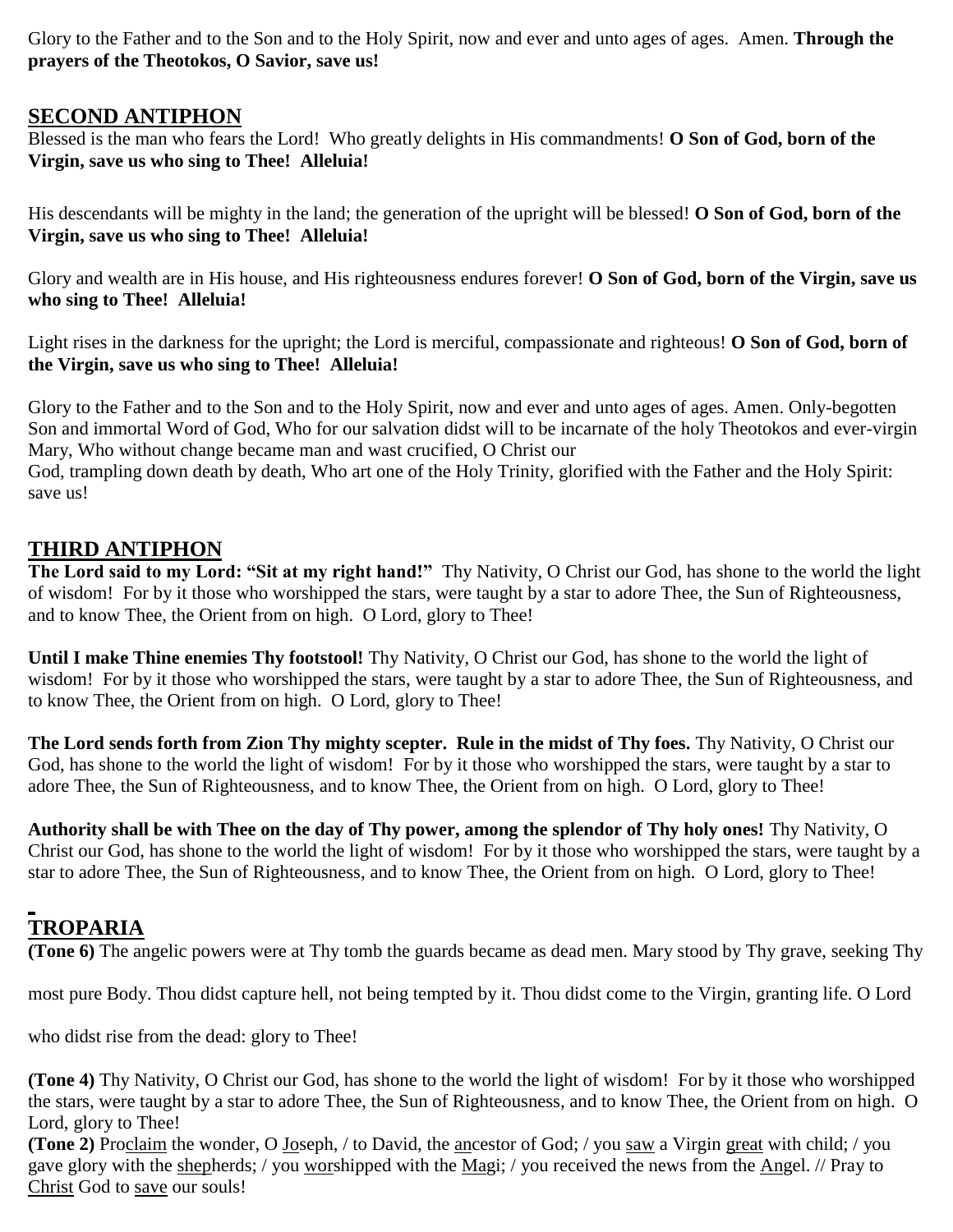Glory to the Father and to the Son and to the Holy Spirit, now and ever and unto ages of ages. Amen. **Through the prayers of the Theotokos, O Savior, save us!**

## SECOND ANTIPHON

Blessed is the man who fears the Lord! Who greatly delights in His commandments! **O Son of God, born of the Virgin, save us who sing to Thee! Alleluia!**

His descendants will be mighty in the land; the generation of the upright will be blessed! **O Son of God, born of the Virgin, save us who sing to Thee! Alleluia!**

Glory and wealth are in His house, and His righteousness endures forever! **O Son of God, born of the Virgin, save us who sing to Thee! Alleluia!**

Light rises in the darkness for the upright; the Lord is merciful, compassionate and righteous! **O Son of God, born of the Virgin, save us who sing to Thee! Alleluia!**

Glory to the Father and to the Son and to the Holy Spirit, now and ever and unto ages of ages. Amen. Only-begotten Son and immortal Word of God, Who for our salvation didst will to be incarnate of the holy Theotokos and ever-virgin Mary, Who without change became man and wast crucified, O Christ our God, trampling down death by death, Who art one of the Holy Trinity, glorified with the Father and the Holy Spirit: save us!

## THIRD ANTIPHON

**The Lord said to my Lord: "Sit at my right hand!"** Thy Nativity, O Christ our God, has shone to the world the light of wisdom! For by it those who worshipped the stars, were taught by a star to adore Thee, the Sun of Righteousness, and to know Thee, the Orient from on high. O Lord, glory to Thee!

**Until I make Thine enemies Thy footstool!** Thy Nativity, O Christ our God, has shone to the world the light of wisdom! For by it those who worshipped the stars, were taught by a star to adore Thee, the Sun of Righteousness, and to know Thee, the Orient from on high. O Lord, glory to Thee!

**The Lord sends forth from Zion Thy mighty scepter. Rule in the midst of Thy foes.** Thy Nativity, O Christ our God, has shone to the world the light of wisdom! For by it those who worshipped the stars, were taught by a star to adore Thee, the Sun of Righteousness, and to know Thee, the Orient from on high. O Lord, glory to Thee!

**Authority shall be with Thee on the day of Thy power, among the splendor of Thy holy ones!** Thy Nativity, O Christ our God, has shone to the world the light of wisdom! For by it those who worshipped the stars, were taught by a star to adore Thee, the Sun of Righteousness, and to know Thee, the Orient from on high. O Lord, glory to Thee!

## TROPARIA

**(Tone 6)** The angelic powers were at Thy tomb the guards became as dead men. Mary stood by Thy grave, seeking Thy most pure Body. Thou didst capture hell, not being tempted by it. Thou didst come to the Virgin, granting life. O Lord who didst rise from the dead: glory to Thee!

**(Tone 4)** Thy Nativity, O Christ our God, has shone to the world the light of wisdom! For by it those who worshipped the stars, were taught by a star to adore Thee, the Sun of Righteousness, and to know Thee, the Orient from on high. O Lord, glory to Thee!

**(Tone 2)** Proclaim the wonder, O Joseph, / to David, the ancestor of God; / you saw a Virgin great with child; / you gave glory with the shepherds; / you worshipped with the Magi; / you received the news from the Angel. // Pray to Christ God to save our souls!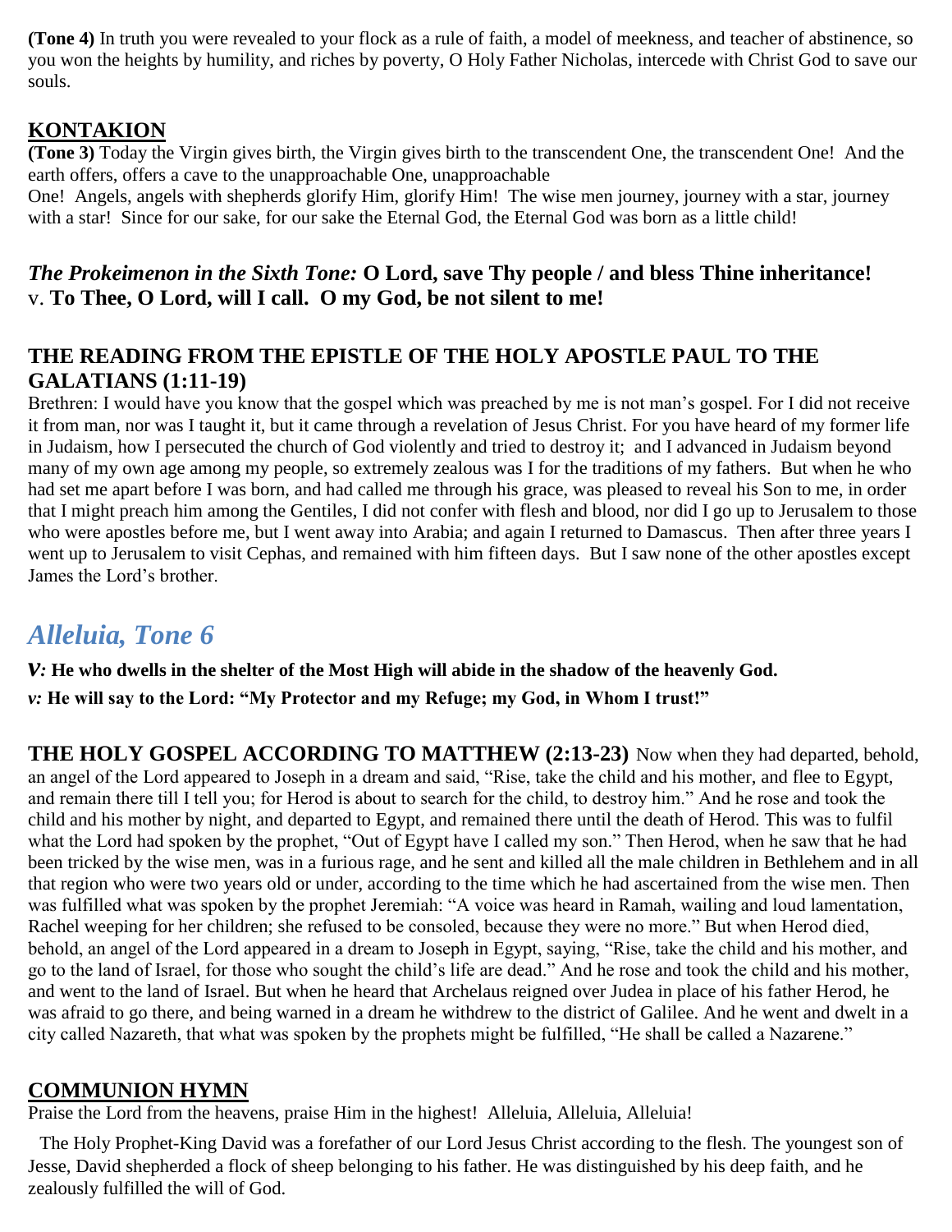**(Tone 4)** In truth you were revealed to your flock as a rule of faith, a model of meekness, and teacher of abstinence, so you won the heights by humility, and riches by poverty, O Holy Father Nicholas, intercede with Christ God to save our souls.

## KONTAKION

**(Tone 3)** Today the Virgin gives birth, the Virgin gives birth to the transcendent One, the transcendent One! And the earth offers, offers a cave to the unapproachable One, unapproachable One! Angels, angels with shepherds glorify Him, glorify Him! The wise men journey, journey with a star, journey with a star! Since for our sake, for our sake the Eternal God, the Eternal God was born as a little child!

***The Prokeimenon in the Sixth Tone:* O Lord, save Thy people / and bless Thine inheritance!**
v. **To Thee, O Lord, will I call. O my God, be not silent to me!**

## THE READING FROM THE EPISTLE OF THE HOLY APOSTLE PAUL TO THE GALATIANS (1:11-19)

Brethren: I would have you know that the gospel which was preached by me is not man's gospel. For I did not receive it from man, nor was I taught it, but it came through a revelation of Jesus Christ. For you have heard of my former life in Judaism, how I persecuted the church of God violently and tried to destroy it; and I advanced in Judaism beyond many of my own age among my people, so extremely zealous was I for the traditions of my fathers. But when he who had set me apart before I was born, and had called me through his grace, was pleased to reveal his Son to me, in order that I might preach him among the Gentiles, I did not confer with flesh and blood, nor did I go up to Jerusalem to those who were apostles before me, but I went away into Arabia; and again I returned to Damascus. Then after three years I went up to Jerusalem to visit Cephas, and remained with him fifteen days. But I saw none of the other apostles except James the Lord's brother.

# *Alleluia, Tone 6*

***V:* He who dwells in the shelter of the Most High will abide in the shadow of the heavenly God.**
***v:* He will say to the Lord: "My Protector and my Refuge; my God, in Whom I trust!"**

**THE HOLY GOSPEL ACCORDING TO MATTHEW (2:13-23)** Now when they had departed, behold, an angel of the Lord appeared to Joseph in a dream and said, "Rise, take the child and his mother, and flee to Egypt, and remain there till I tell you; for Herod is about to search for the child, to destroy him." And he rose and took the child and his mother by night, and departed to Egypt, and remained there until the death of Herod. This was to fulfil what the Lord had spoken by the prophet, "Out of Egypt have I called my son." Then Herod, when he saw that he had been tricked by the wise men, was in a furious rage, and he sent and killed all the male children in Bethlehem and in all that region who were two years old or under, according to the time which he had ascertained from the wise men. Then was fulfilled what was spoken by the prophet Jeremiah: "A voice was heard in Ramah, wailing and loud lamentation, Rachel weeping for her children; she refused to be consoled, because they were no more." But when Herod died, behold, an angel of the Lord appeared in a dream to Joseph in Egypt, saying, "Rise, take the child and his mother, and go to the land of Israel, for those who sought the child's life are dead." And he rose and took the child and his mother, and went to the land of Israel. But when he heard that Archelaus reigned over Judea in place of his father Herod, he was afraid to go there, and being warned in a dream he withdrew to the district of Galilee. And he went and dwelt in a city called Nazareth, that what was spoken by the prophets might be fulfilled, "He shall be called a Nazarene."

## COMMUNION HYMN

Praise the Lord from the heavens, praise Him in the highest! Alleluia, Alleluia, Alleluia!

The Holy Prophet-King David was a forefather of our Lord Jesus Christ according to the flesh. The youngest son of Jesse, David shepherded a flock of sheep belonging to his father. He was distinguished by his deep faith, and he zealously fulfilled the will of God.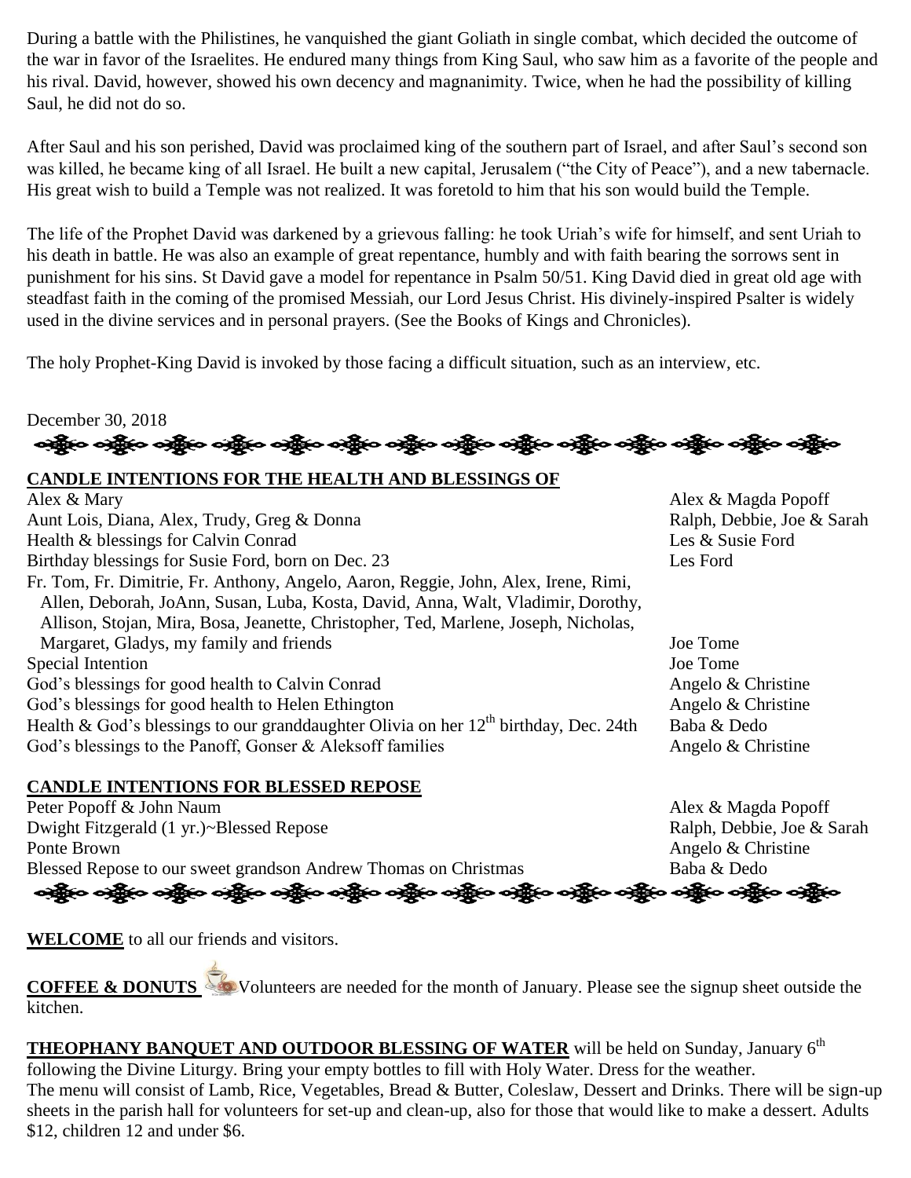During a battle with the Philistines, he vanquished the giant Goliath in single combat, which decided the outcome of the war in favor of the Israelites. He endured many things from King Saul, who saw him as a favorite of the people and his rival. David, however, showed his own decency and magnanimity. Twice, when he had the possibility of killing Saul, he did not do so.

After Saul and his son perished, David was proclaimed king of the southern part of Israel, and after Saul's second son was killed, he became king of all Israel. He built a new capital, Jerusalem ("the City of Peace"), and a new tabernacle. His great wish to build a Temple was not realized. It was foretold to him that his son would build the Temple.

The life of the Prophet David was darkened by a grievous falling: he took Uriah's wife for himself, and sent Uriah to his death in battle. He was also an example of great repentance, humbly and with faith bearing the sorrows sent in punishment for his sins. St David gave a model for repentance in Psalm 50/51. King David died in great old age with steadfast faith in the coming of the promised Messiah, our Lord Jesus Christ. His divinely-inspired Psalter is widely used in the divine services and in personal prayers. (See the Books of Kings and Chronicles).

The holy Prophet-King David is invoked by those facing a difficult situation, such as an interview, etc.

December 30, 2018

**CANDLE INTENTIONS FOR THE HEALTH AND BLESSINGS OF**

| | |
|---|---|
| Alex & Mary | Alex & Magda Popoff |
| Aunt Lois, Diana, Alex, Trudy, Greg & Donna | Ralph, Debbie, Joe & Sarah |
| Health & blessings for Calvin Conrad | Les & Susie Ford |
| Birthday blessings for Susie Ford, born on Dec. 23 | Les Ford |
| Fr. Tom, Fr. Dimitrie, Fr. Anthony, Angelo, Aaron, Reggie, John, Alex, Irene, Rimi, Allen, Deborah, JoAnn, Susan, Luba, Kosta, David, Anna, Walt, Vladimir, Dorothy, Allison, Stojan, Mira, Bosa, Jeanette, Christopher, Ted, Marlene, Joseph, Nicholas, Margaret, Gladys, my family and friends | Joe Tome |
| Special Intention | Joe Tome |
| God's blessings for good health to Calvin Conrad | Angelo & Christine |
| God's blessings for good health to Helen Ethington | Angelo & Christine |
| Health & God's blessings to our granddaughter Olivia on her 12th birthday, Dec. 24th | Baba & Dedo |
| God's blessings to the Panoff, Gonser & Aleksoff families | Angelo & Christine |

**CANDLE INTENTIONS FOR BLESSED REPOSE**

| | |
|---|---|
| Peter Popoff & John Naum | Alex & Magda Popoff |
| Dwight Fitzgerald (1 yr.)~Blessed Repose | Ralph, Debbie, Joe & Sarah |
| Ponte Brown | Angelo & Christine |
| Blessed Repose to our sweet grandson Andrew Thomas on Christmas | Baba & Dedo |

**WELCOME** to all our friends and visitors.

**COFFEE & DONUTS** Volunteers are needed for the month of January. Please see the signup sheet outside the kitchen.

**THEOPHANY BANQUET AND OUTDOOR BLESSING OF WATER** will be held on Sunday, January 6th following the Divine Liturgy. Bring your empty bottles to fill with Holy Water. Dress for the weather. The menu will consist of Lamb, Rice, Vegetables, Bread & Butter, Coleslaw, Dessert and Drinks. There will be sign-up sheets in the parish hall for volunteers for set-up and clean-up, also for those that would like to make a dessert. Adults $12, children 12 and under $6.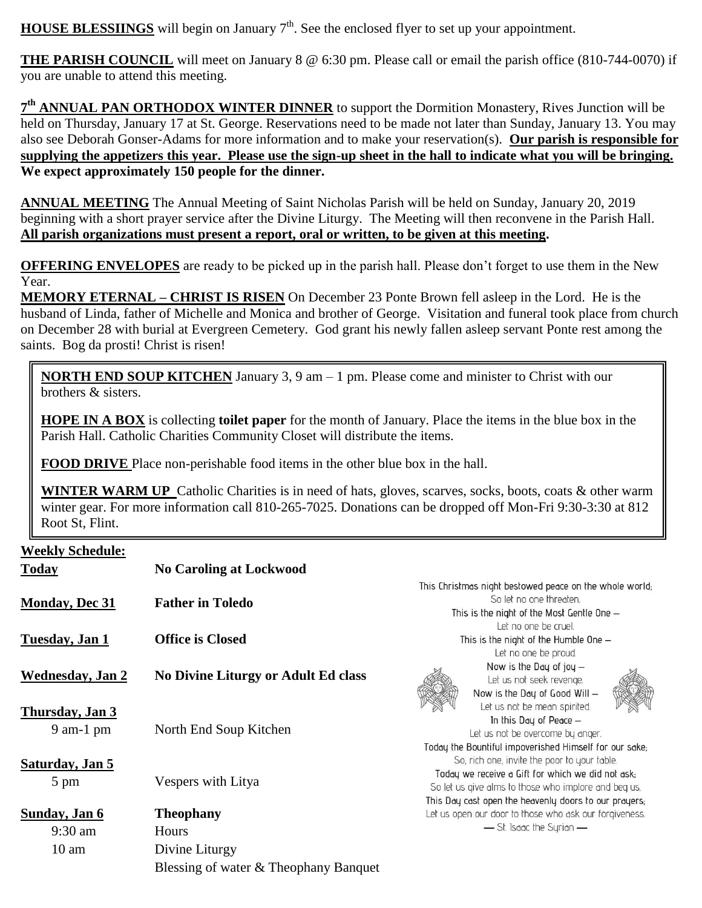**HOUSE BLESSIINGS** will begin on January 7th. See the enclosed flyer to set up your appointment.

**THE PARISH COUNCIL** will meet on January 8 @ 6:30 pm. Please call or email the parish office (810-744-0070) if you are unable to attend this meeting.

**7th ANNUAL PAN ORTHODOX WINTER DINNER** to support the Dormition Monastery, Rives Junction will be held on Thursday, January 17 at St. George. Reservations need to be made not later than Sunday, January 13. You may also see Deborah Gonser-Adams for more information and to make your reservation(s). **Our parish is responsible for supplying the appetizers this year. Please use the sign-up sheet in the hall to indicate what you will be bringing. We expect approximately 150 people for the dinner.**

**ANNUAL MEETING** The Annual Meeting of Saint Nicholas Parish will be held on Sunday, January 20, 2019 beginning with a short prayer service after the Divine Liturgy. The Meeting will then reconvene in the Parish Hall. **All parish organizations must present a report, oral or written, to be given at this meeting.**

**OFFERING ENVELOPES** are ready to be picked up in the parish hall. Please don't forget to use them in the New Year.

**MEMORY ETERNAL – CHRIST IS RISEN** On December 23 Ponte Brown fell asleep in the Lord. He is the husband of Linda, father of Michelle and Monica and brother of George. Visitation and funeral took place from church on December 28 with burial at Evergreen Cemetery. God grant his newly fallen asleep servant Ponte rest among the saints. Bog da prosti! Christ is risen!

**NORTH END SOUP KITCHEN** January 3, 9 am – 1 pm. Please come and minister to Christ with our brothers & sisters.

**HOPE IN A BOX** is collecting **toilet paper** for the month of January. Place the items in the blue box in the Parish Hall. Catholic Charities Community Closet will distribute the items.

**FOOD DRIVE** Place non-perishable food items in the other blue box in the hall.

**WINTER WARM UP** Catholic Charities is in need of hats, gloves, scarves, socks, boots, coats & other warm winter gear. For more information call 810-265-7025. Donations can be dropped off Mon-Fri 9:30-3:30 at 812 Root St, Flint.

**Weekly Schedule:**

| | |
|---|---|
| **Today** | **No Caroling at Lockwood** |
| **Monday, Dec 31** | **Father in Toledo** |
| **Tuesday, Jan 1** | **Office is Closed** |
| **Wednesday, Jan 2** | **No Divine Liturgy or Adult Ed class** |
| **Thursday, Jan 3** | |
| 9 am-1 pm | North End Soup Kitchen |
| **Saturday, Jan 5** | |
| 5 pm | Vespers with Litya |
| **Sunday, Jan 6** | **Theophany** |
| 9:30 am | Hours |
| 10 am | Divine Liturgy |
| | Blessing of water & Theophany Banquet |

This Christmas night bestowed peace on the whole world;
So let no one threaten.
This is the night of the Most Gentle One –
Let no one be cruel.
This is the night of the Humble One –
Let no one be proud.
Now is the Day of joy –
Let us not seek revenge.
Now is the Day of Good Will –
Let us not be mean spirited.
In this Day of Peace –
Let us not be overcome by anger.
Today the Bountiful impoverished Himself for our sake;
So, rich one, invite the poor to your table.
Today we receive a Gift for which we did not ask;
So let us give alms to those who implore and beg us.
This Day cast open the heavenly doors to our prayers;
Let us open our door to those who ask our forgiveness.
— St. Isaac the Syrian —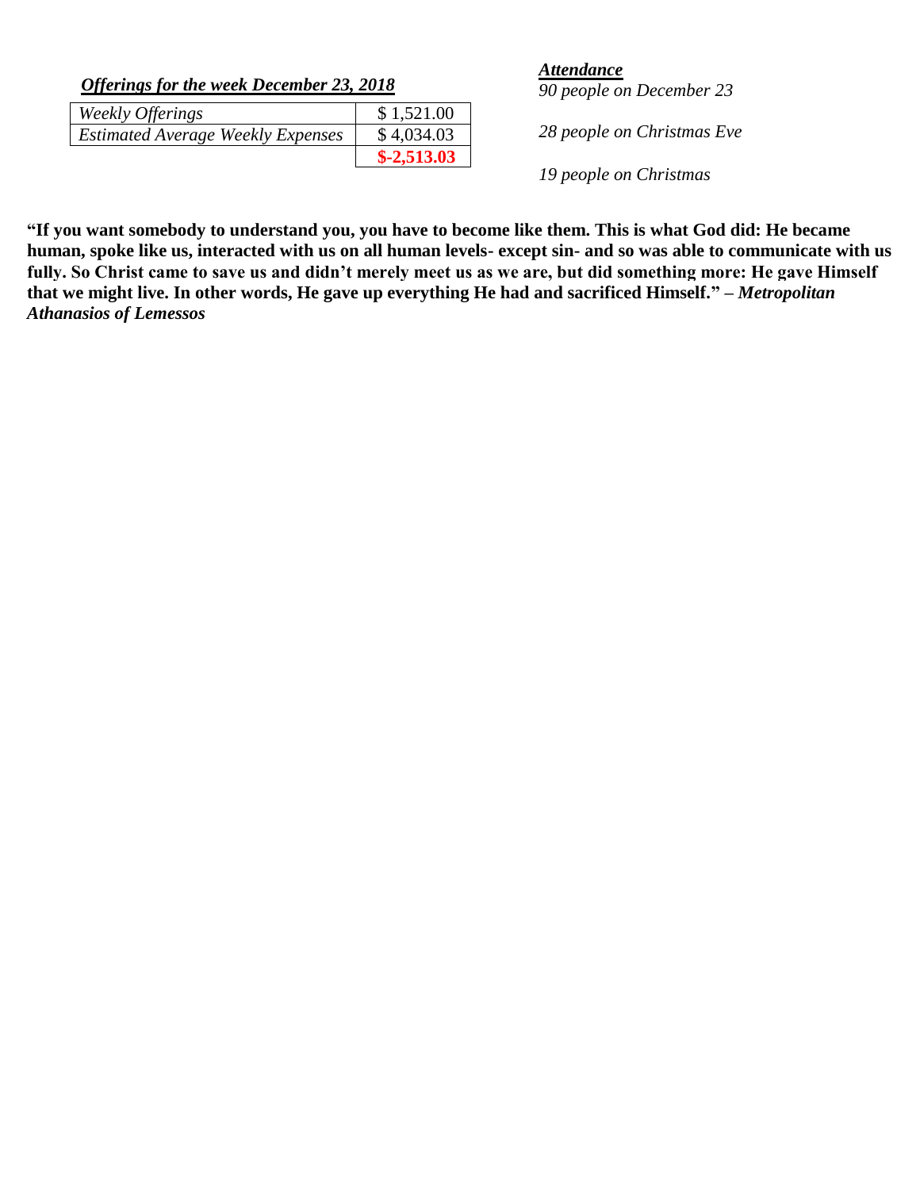***Offerings for the week December 23, 2018***

| | |
|---|---|
| *Weekly Offerings* | $ 1,521.00 |
| *Estimated Average Weekly Expenses* | $ 4,034.03 |
| | **$-2,513.03** |

***Attendance***

*90 people on December 23*

*28 people on Christmas Eve*

*19 people on Christmas*

**"If you want somebody to understand you, you have to become like them. This is what God did: He became human, spoke like us, interacted with us on all human levels- except sin- and so was able to communicate with us fully. So Christ came to save us and didn't merely meet us as we are, but did something more: He gave Himself that we might live. In other words, He gave up everything He had and sacrificed Himself." –** ***Metropolitan Athanasios of Lemessos***